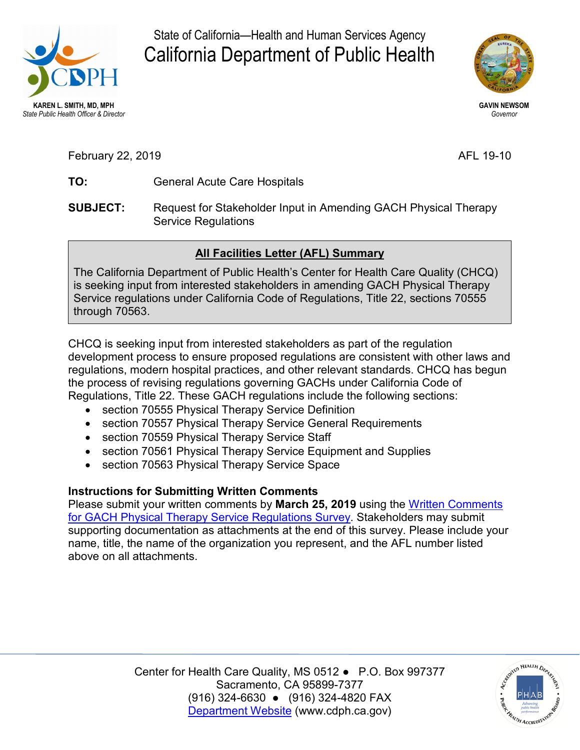KAREN L. SMITH, MD, MPH
*State Public Health Officer & Director*

State of California—Health and Human Services Agency

# California Department of Public Health

GAVIN NEWSOM
*Governor*

February 22, 2019 AFL 19-10

**TO:** General Acute Care Hospitals

**SUBJECT:** Request for Stakeholder Input in Amending GACH Physical Therapy Service Regulations

**All Facilities Letter (AFL) Summary**

The California Department of Public Health's Center for Health Care Quality (CHCQ) is seeking input from interested stakeholders in amending GACH Physical Therapy Service regulations under California Code of Regulations, Title 22, sections 70555 through 70563.

CHCQ is seeking input from interested stakeholders as part of the regulation development process to ensure proposed regulations are consistent with other laws and regulations, modern hospital practices, and other relevant standards. CHCQ has begun the process of revising regulations governing GACHs under California Code of Regulations, Title 22. These GACH regulations include the following sections:

- section 70555 Physical Therapy Service Definition
- section 70557 Physical Therapy Service General Requirements
- section 70559 Physical Therapy Service Staff
- section 70561 Physical Therapy Service Equipment and Supplies
- section 70563 Physical Therapy Service Space

**Instructions for Submitting Written Comments**

Please submit your written comments by **March 25, 2019** using the Written Comments for GACH Physical Therapy Service Regulations Survey. Stakeholders may submit supporting documentation as attachments at the end of this survey. Please include your name, title, the name of the organization you represent, and the AFL number listed above on all attachments.

Center for Health Care Quality, MS 0512 ● P.O. Box 997377
Sacramento, CA 95899-7377
(916) 324-6630 ● (916) 324-4820 FAX
Department Website (www.cdph.ca.gov)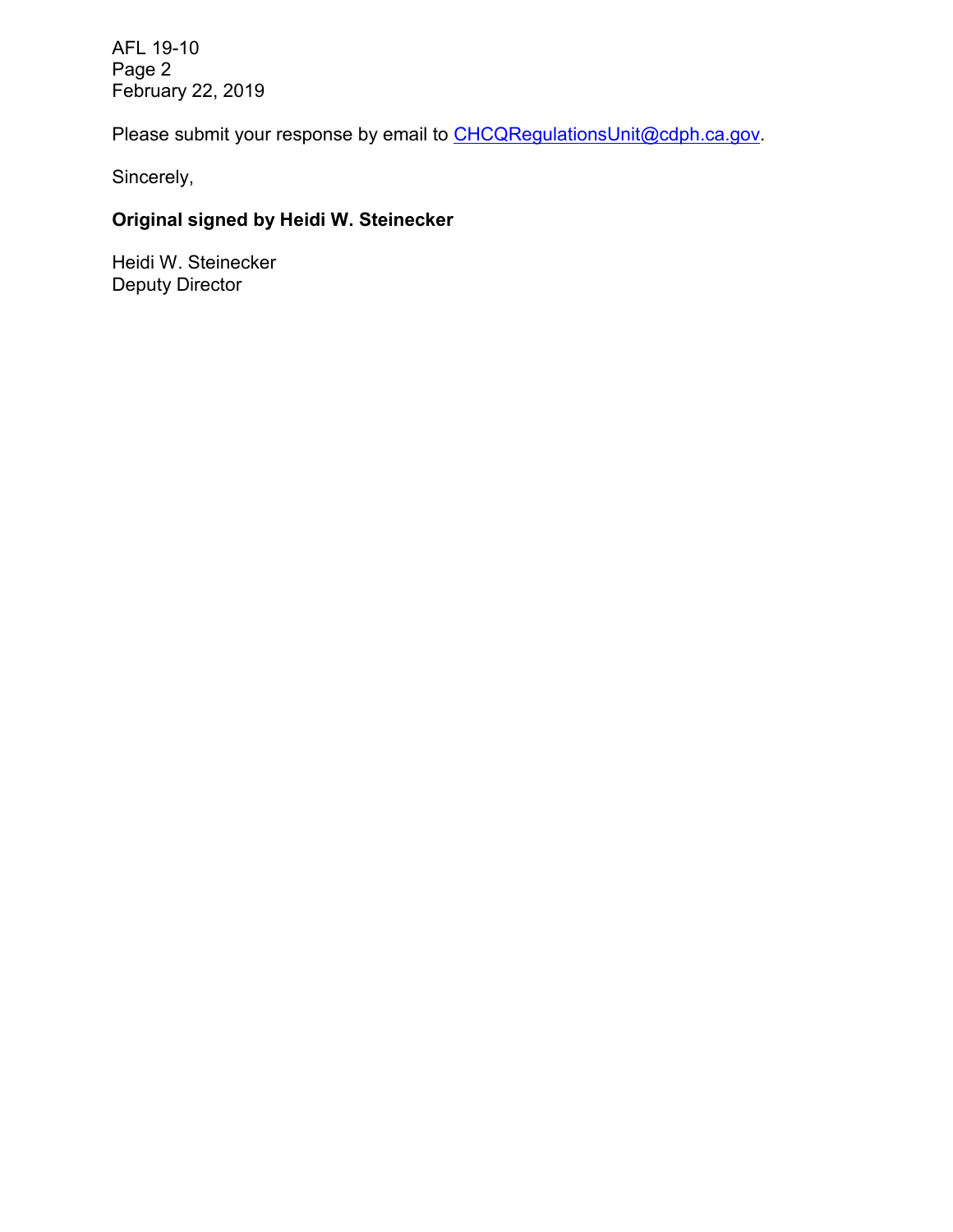Please submit your response by email to CHCQRegulationsUnit@cdph.ca.gov.

Sincerely,

**Original signed by Heidi W. Steinecker**

Heidi W. Steinecker
Deputy Director